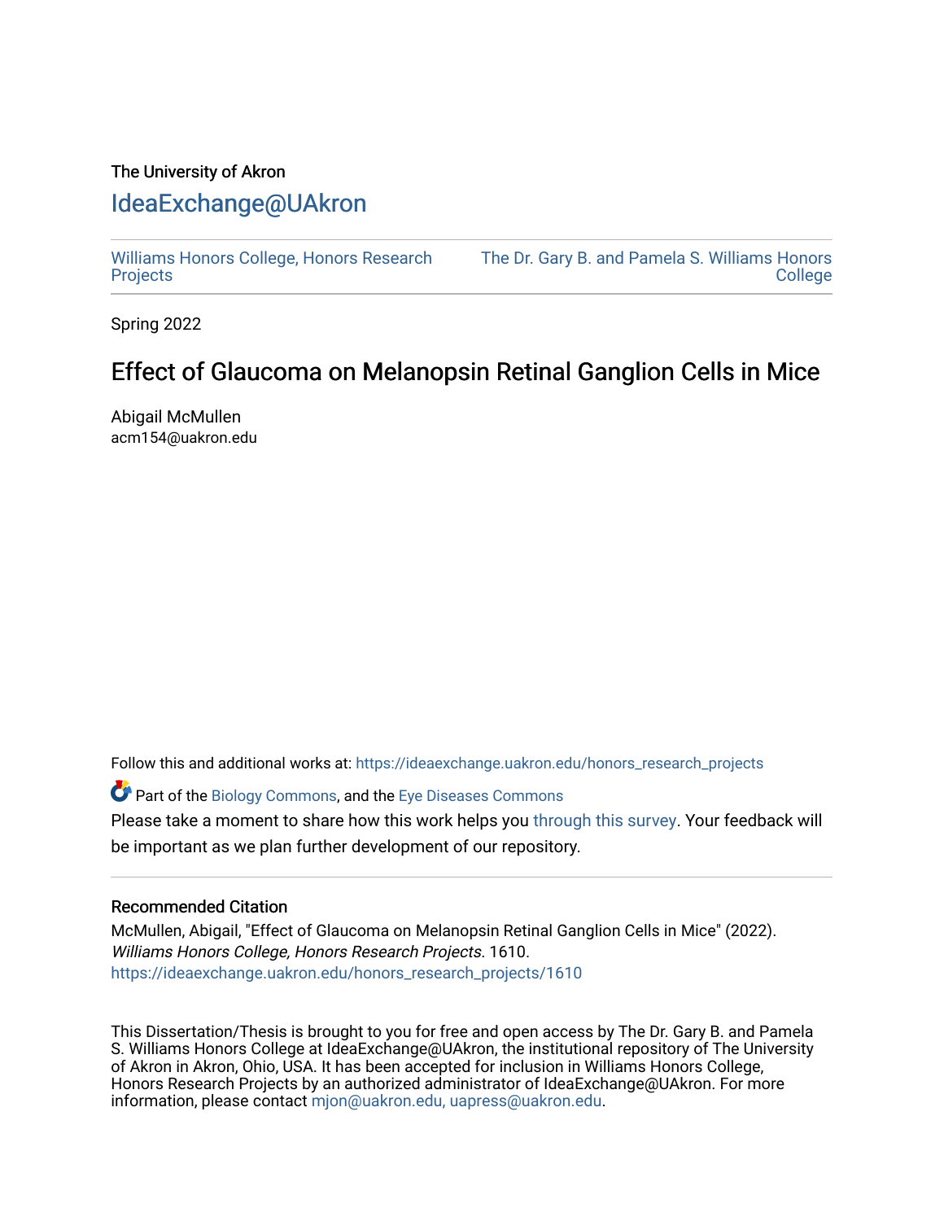The University of Akron

# IdeaExchange@UAkron

Williams Honors College, Honors Research Projects | The Dr. Gary B. and Pamela S. Williams Honors College

Spring 2022

## Effect of Glaucoma on Melanopsin Retinal Ganglion Cells in Mice

Abigail McMullen
acm154@uakron.edu

Follow this and additional works at: https://ideaexchange.uakron.edu/honors_research_projects

Part of the Biology Commons, and the Eye Diseases Commons

Please take a moment to share how this work helps you through this survey. Your feedback will be important as we plan further development of our repository.

### Recommended Citation

McMullen, Abigail, "Effect of Glaucoma on Melanopsin Retinal Ganglion Cells in Mice" (2022). *Williams Honors College, Honors Research Projects*. 1610.
https://ideaexchange.uakron.edu/honors_research_projects/1610

This Dissertation/Thesis is brought to you for free and open access by The Dr. Gary B. and Pamela S. Williams Honors College at IdeaExchange@UAkron, the institutional repository of The University of Akron in Akron, Ohio, USA. It has been accepted for inclusion in Williams Honors College, Honors Research Projects by an authorized administrator of IdeaExchange@UAkron. For more information, please contact mjon@uakron.edu, uapress@uakron.edu.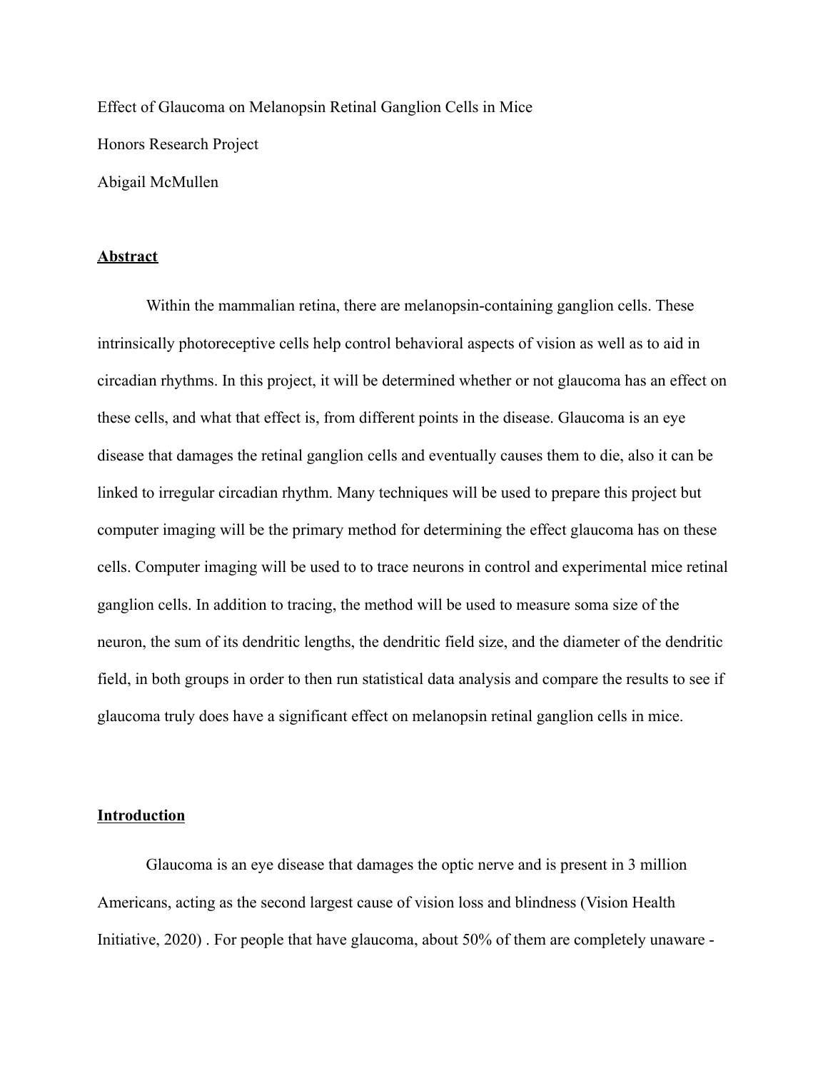Effect of Glaucoma on Melanopsin Retinal Ganglion Cells in Mice

Honors Research Project

Abigail McMullen

## Abstract

Within the mammalian retina, there are melanopsin-containing ganglion cells. These intrinsically photoreceptive cells help control behavioral aspects of vision as well as to aid in circadian rhythms. In this project, it will be determined whether or not glaucoma has an effect on these cells, and what that effect is, from different points in the disease. Glaucoma is an eye disease that damages the retinal ganglion cells and eventually causes them to die, also it can be linked to irregular circadian rhythm. Many techniques will be used to prepare this project but computer imaging will be the primary method for determining the effect glaucoma has on these cells. Computer imaging will be used to to trace neurons in control and experimental mice retinal ganglion cells. In addition to tracing, the method will be used to measure soma size of the neuron, the sum of its dendritic lengths, the dendritic field size, and the diameter of the dendritic field, in both groups in order to then run statistical data analysis and compare the results to see if glaucoma truly does have a significant effect on melanopsin retinal ganglion cells in mice.

## Introduction

Glaucoma is an eye disease that damages the optic nerve and is present in 3 million Americans, acting as the second largest cause of vision loss and blindness (Vision Health Initiative, 2020) . For people that have glaucoma, about 50% of them are completely unaware -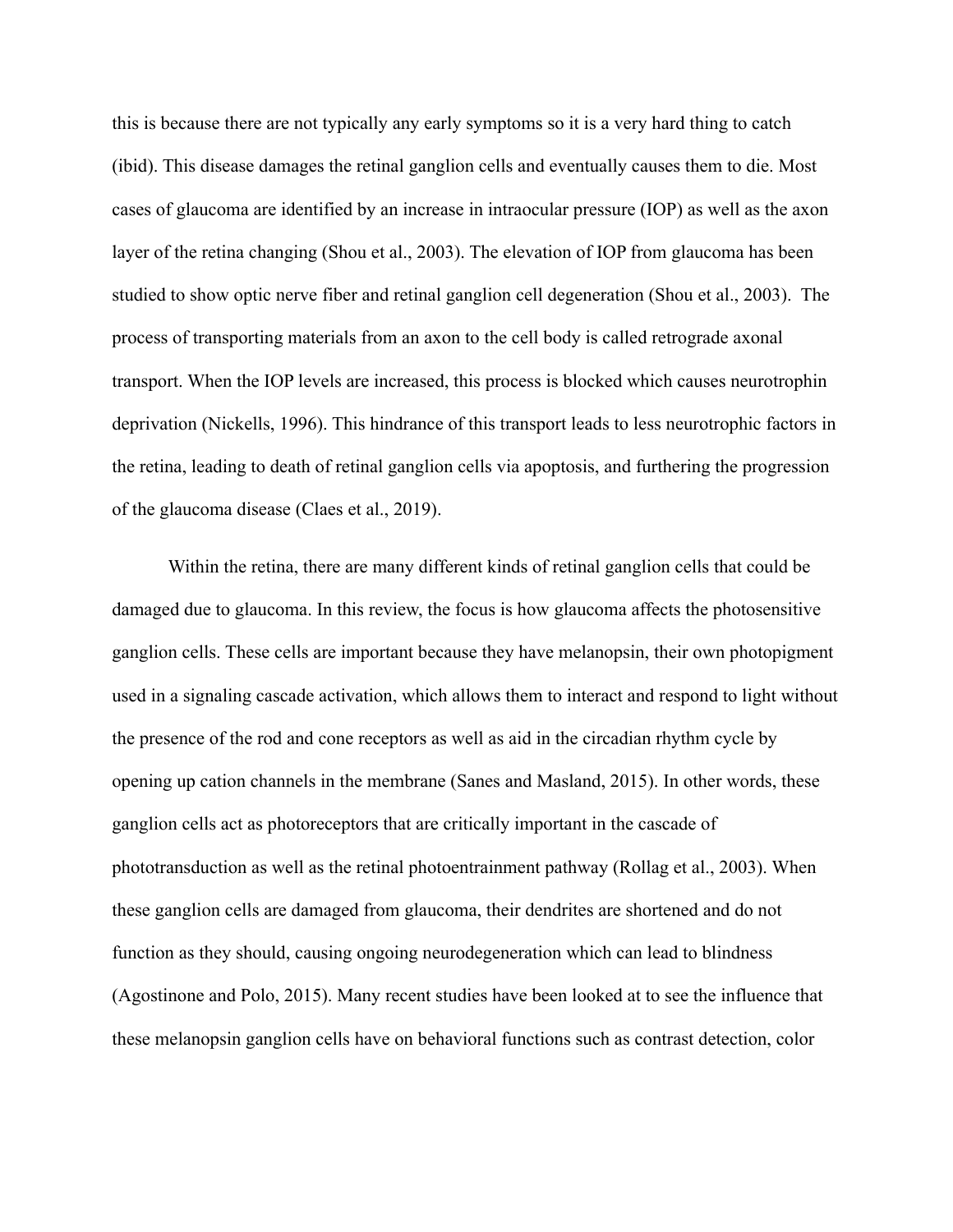this is because there are not typically any early symptoms so it is a very hard thing to catch (ibid). This disease damages the retinal ganglion cells and eventually causes them to die. Most cases of glaucoma are identified by an increase in intraocular pressure (IOP) as well as the axon layer of the retina changing (Shou et al., 2003). The elevation of IOP from glaucoma has been studied to show optic nerve fiber and retinal ganglion cell degeneration (Shou et al., 2003). The process of transporting materials from an axon to the cell body is called retrograde axonal transport. When the IOP levels are increased, this process is blocked which causes neurotrophin deprivation (Nickells, 1996). This hindrance of this transport leads to less neurotrophic factors in the retina, leading to death of retinal ganglion cells via apoptosis, and furthering the progression of the glaucoma disease (Claes et al., 2019).

Within the retina, there are many different kinds of retinal ganglion cells that could be damaged due to glaucoma. In this review, the focus is how glaucoma affects the photosensitive ganglion cells. These cells are important because they have melanopsin, their own photopigment used in a signaling cascade activation, which allows them to interact and respond to light without the presence of the rod and cone receptors as well as aid in the circadian rhythm cycle by opening up cation channels in the membrane (Sanes and Masland, 2015). In other words, these ganglion cells act as photoreceptors that are critically important in the cascade of phototransduction as well as the retinal photoentrainment pathway (Rollag et al., 2003). When these ganglion cells are damaged from glaucoma, their dendrites are shortened and do not function as they should, causing ongoing neurodegeneration which can lead to blindness (Agostinone and Polo, 2015). Many recent studies have been looked at to see the influence that these melanopsin ganglion cells have on behavioral functions such as contrast detection, color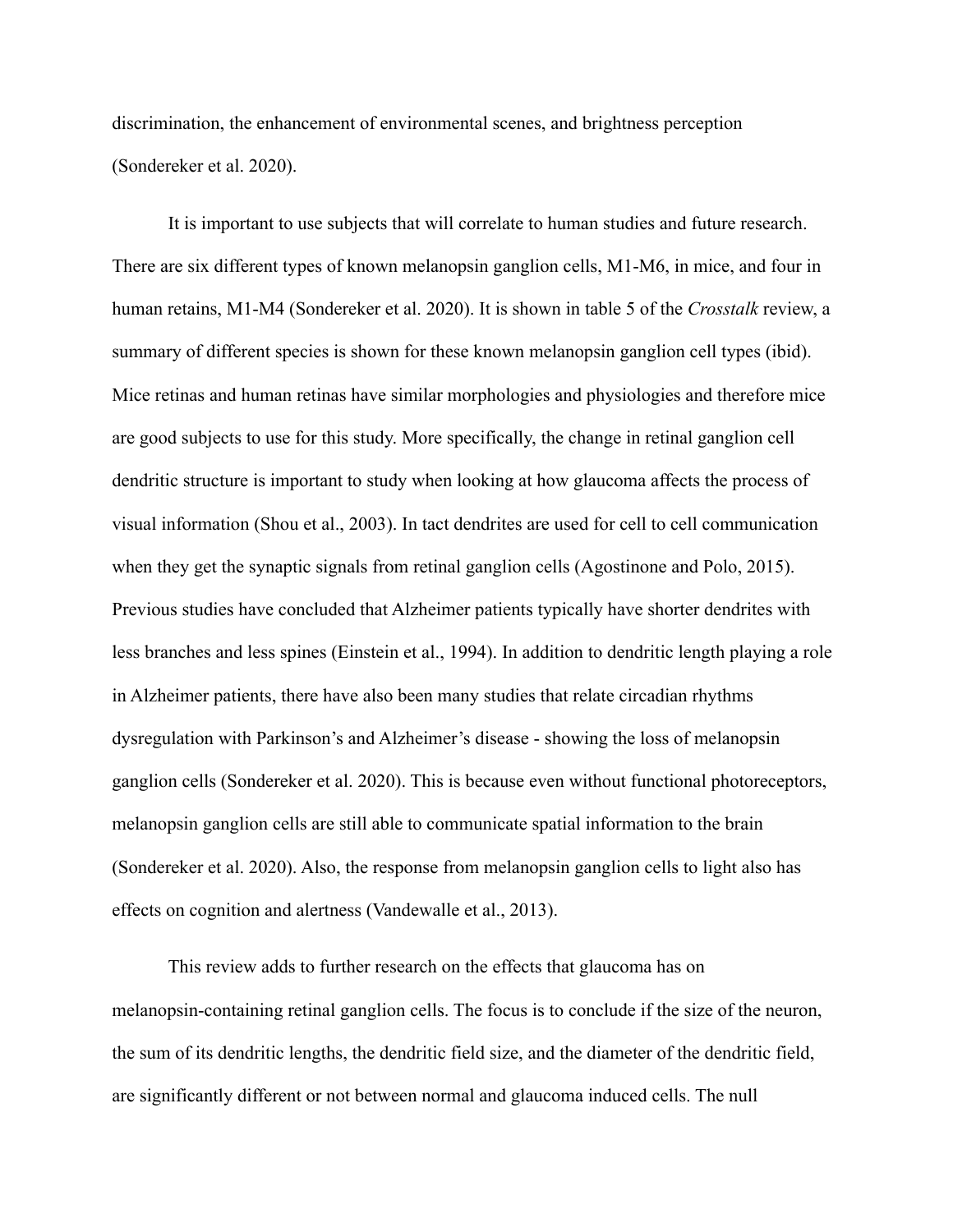discrimination, the enhancement of environmental scenes, and brightness perception (Sondereker et al. 2020).

It is important to use subjects that will correlate to human studies and future research. There are six different types of known melanopsin ganglion cells, M1-M6, in mice, and four in human retains, M1-M4 (Sondereker et al. 2020). It is shown in table 5 of the *Crosstalk* review, a summary of different species is shown for these known melanopsin ganglion cell types (ibid). Mice retinas and human retinas have similar morphologies and physiologies and therefore mice are good subjects to use for this study. More specifically, the change in retinal ganglion cell dendritic structure is important to study when looking at how glaucoma affects the process of visual information (Shou et al., 2003). In tact dendrites are used for cell to cell communication when they get the synaptic signals from retinal ganglion cells (Agostinone and Polo, 2015). Previous studies have concluded that Alzheimer patients typically have shorter dendrites with less branches and less spines (Einstein et al., 1994). In addition to dendritic length playing a role in Alzheimer patients, there have also been many studies that relate circadian rhythms dysregulation with Parkinson's and Alzheimer's disease - showing the loss of melanopsin ganglion cells (Sondereker et al. 2020). This is because even without functional photoreceptors, melanopsin ganglion cells are still able to communicate spatial information to the brain (Sondereker et al. 2020). Also, the response from melanopsin ganglion cells to light also has effects on cognition and alertness (Vandewalle et al., 2013).

This review adds to further research on the effects that glaucoma has on melanopsin-containing retinal ganglion cells. The focus is to conclude if the size of the neuron, the sum of its dendritic lengths, the dendritic field size, and the diameter of the dendritic field, are significantly different or not between normal and glaucoma induced cells. The null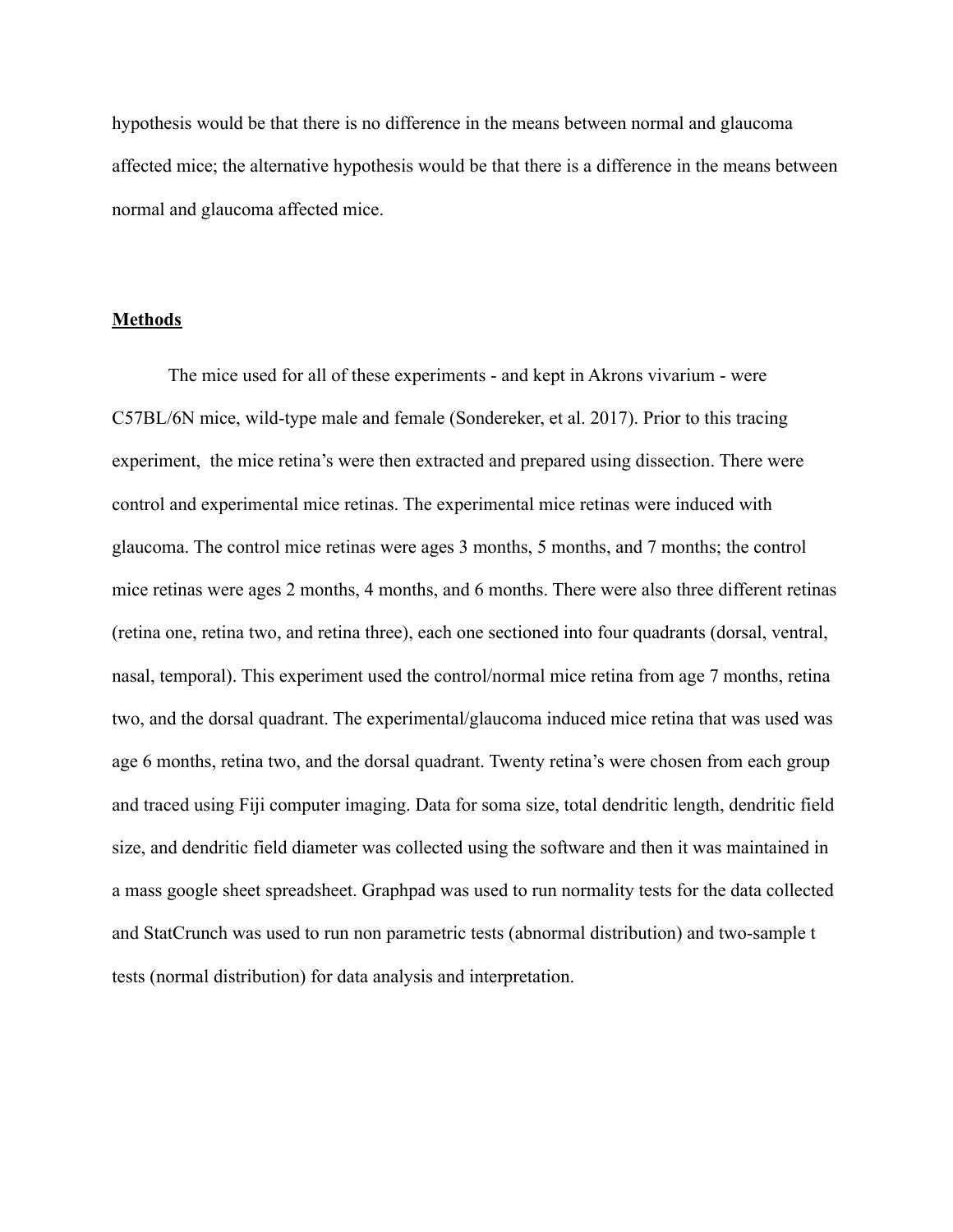hypothesis would be that there is no difference in the means between normal and glaucoma affected mice; the alternative hypothesis would be that there is a difference in the means between normal and glaucoma affected mice.

## Methods

The mice used for all of these experiments - and kept in Akrons vivarium - were C57BL/6N mice, wild-type male and female (Sondereker, et al. 2017). Prior to this tracing experiment, the mice retina's were then extracted and prepared using dissection. There were control and experimental mice retinas. The experimental mice retinas were induced with glaucoma. The control mice retinas were ages 3 months, 5 months, and 7 months; the control mice retinas were ages 2 months, 4 months, and 6 months. There were also three different retinas (retina one, retina two, and retina three), each one sectioned into four quadrants (dorsal, ventral, nasal, temporal). This experiment used the control/normal mice retina from age 7 months, retina two, and the dorsal quadrant. The experimental/glaucoma induced mice retina that was used was age 6 months, retina two, and the dorsal quadrant. Twenty retina's were chosen from each group and traced using Fiji computer imaging. Data for soma size, total dendritic length, dendritic field size, and dendritic field diameter was collected using the software and then it was maintained in a mass google sheet spreadsheet. Graphpad was used to run normality tests for the data collected and StatCrunch was used to run non parametric tests (abnormal distribution) and two-sample t tests (normal distribution) for data analysis and interpretation.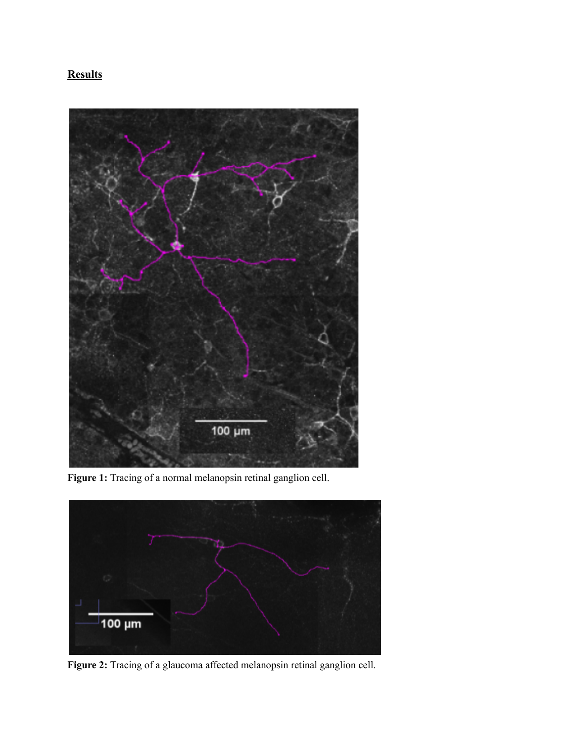**Results**

**Figure 1:** Tracing of a normal melanopsin retinal ganglion cell.

**Figure 2:** Tracing of a glaucoma affected melanopsin retinal ganglion cell.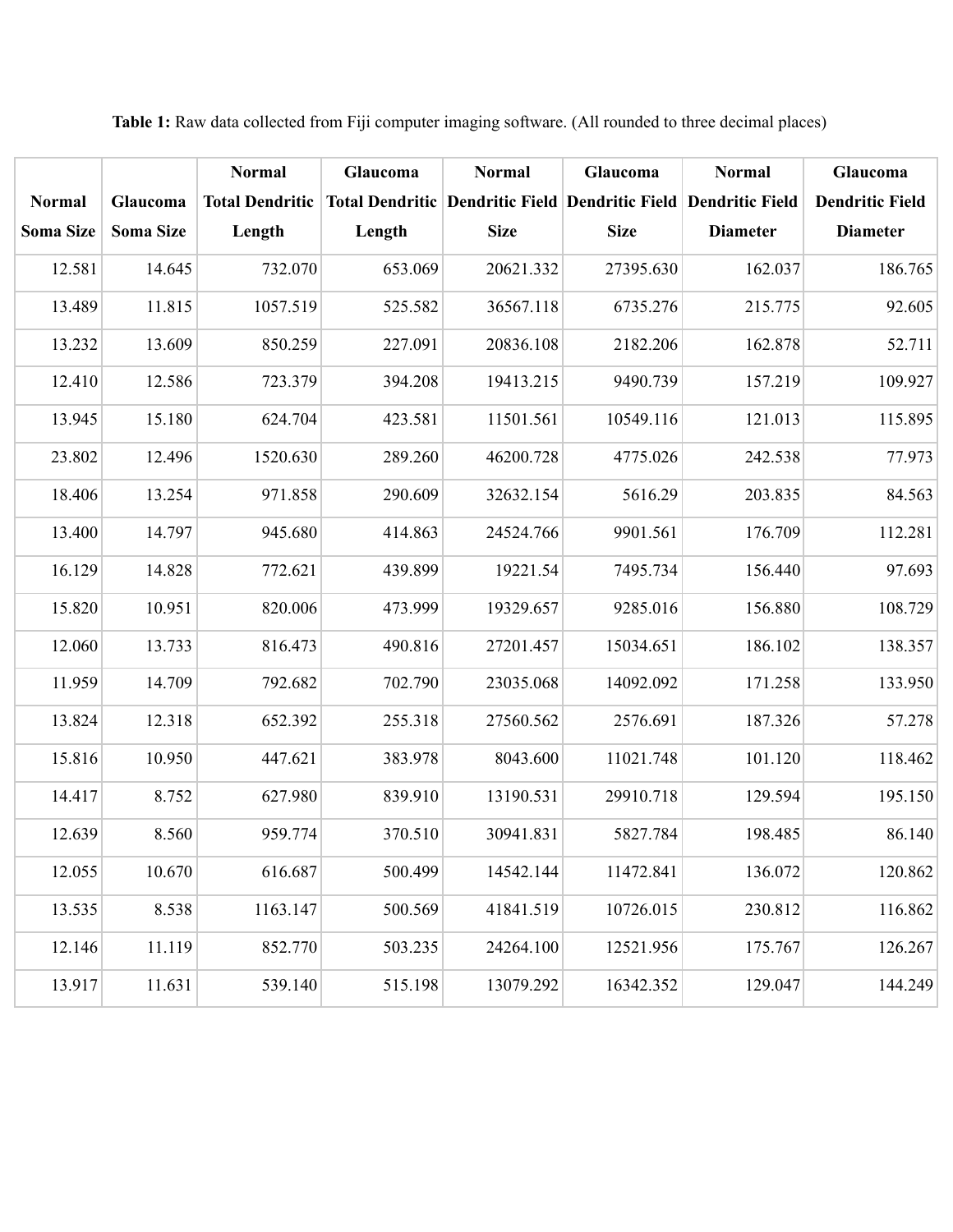**Table 1:** Raw data collected from Fiji computer imaging software. (All rounded to three decimal places)

| Normal Soma Size | Glaucoma Soma Size | Normal Total Dendritic Length | Glaucoma Total Dendritic Length | Normal Dendritic Field Size | Glaucoma Dendritic Field Size | Normal Dendritic Field Diameter | Glaucoma Dendritic Field Diameter |
|---|---|---|---|---|---|---|---|
| 12.581 | 14.645 | 732.070 | 653.069 | 20621.332 | 27395.630 | 162.037 | 186.765 |
| 13.489 | 11.815 | 1057.519 | 525.582 | 36567.118 | 6735.276 | 215.775 | 92.605 |
| 13.232 | 13.609 | 850.259 | 227.091 | 20836.108 | 2182.206 | 162.878 | 52.711 |
| 12.410 | 12.586 | 723.379 | 394.208 | 19413.215 | 9490.739 | 157.219 | 109.927 |
| 13.945 | 15.180 | 624.704 | 423.581 | 11501.561 | 10549.116 | 121.013 | 115.895 |
| 23.802 | 12.496 | 1520.630 | 289.260 | 46200.728 | 4775.026 | 242.538 | 77.973 |
| 18.406 | 13.254 | 971.858 | 290.609 | 32632.154 | 5616.29 | 203.835 | 84.563 |
| 13.400 | 14.797 | 945.680 | 414.863 | 24524.766 | 9901.561 | 176.709 | 112.281 |
| 16.129 | 14.828 | 772.621 | 439.899 | 19221.54 | 7495.734 | 156.440 | 97.693 |
| 15.820 | 10.951 | 820.006 | 473.999 | 19329.657 | 9285.016 | 156.880 | 108.729 |
| 12.060 | 13.733 | 816.473 | 490.816 | 27201.457 | 15034.651 | 186.102 | 138.357 |
| 11.959 | 14.709 | 792.682 | 702.790 | 23035.068 | 14092.092 | 171.258 | 133.950 |
| 13.824 | 12.318 | 652.392 | 255.318 | 27560.562 | 2576.691 | 187.326 | 57.278 |
| 15.816 | 10.950 | 447.621 | 383.978 | 8043.600 | 11021.748 | 101.120 | 118.462 |
| 14.417 | 8.752 | 627.980 | 839.910 | 13190.531 | 29910.718 | 129.594 | 195.150 |
| 12.639 | 8.560 | 959.774 | 370.510 | 30941.831 | 5827.784 | 198.485 | 86.140 |
| 12.055 | 10.670 | 616.687 | 500.499 | 14542.144 | 11472.841 | 136.072 | 120.862 |
| 13.535 | 8.538 | 1163.147 | 500.569 | 41841.519 | 10726.015 | 230.812 | 116.862 |
| 12.146 | 11.119 | 852.770 | 503.235 | 24264.100 | 12521.956 | 175.767 | 126.267 |
| 13.917 | 11.631 | 539.140 | 515.198 | 13079.292 | 16342.352 | 129.047 | 144.249 |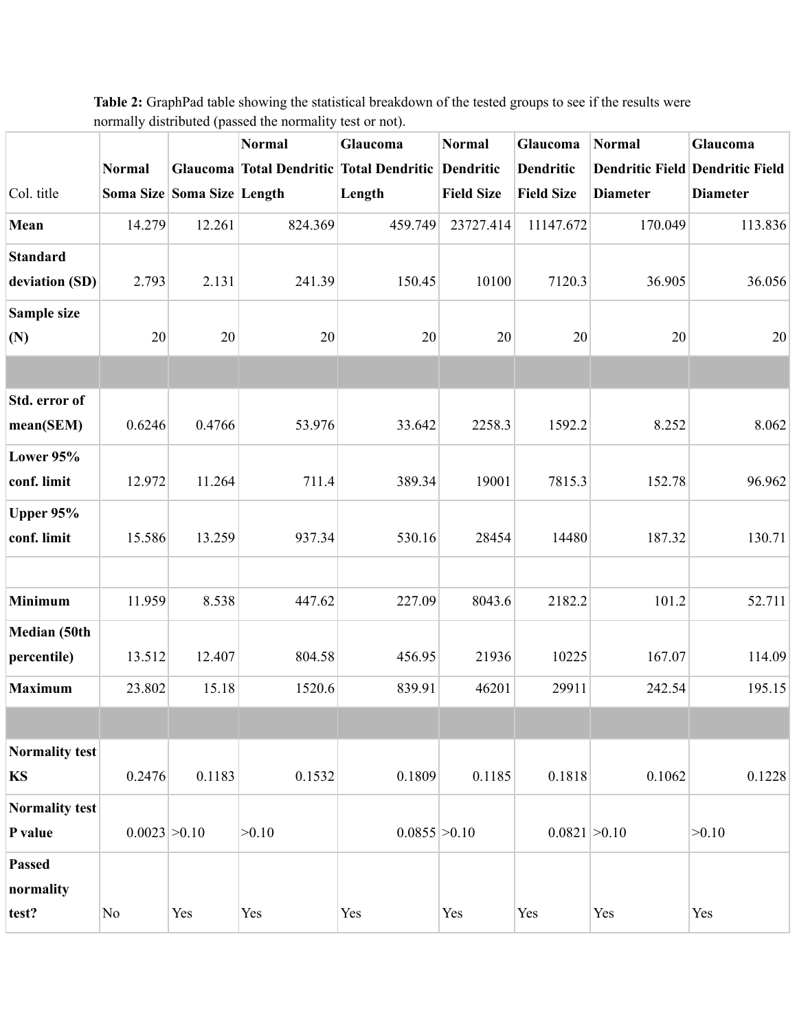**Table 2:** GraphPad table showing the statistical breakdown of the tested groups to see if the results were normally distributed (passed the normality test or not).

| Col. title | Normal Soma Size | Glaucoma Soma Size | Normal Total Dendritic Length | Glaucoma Total Dendritic Length | Normal Dendritic Field Size | Glaucoma Dendritic Field Size | Normal Dendritic Field Diameter | Glaucoma Dendritic Field Diameter |
|---|---|---|---|---|---|---|---|---|
| **Mean** | 14.279 | 12.261 | 824.369 | 459.749 | 23727.414 | 11147.672 | 170.049 | 113.836 |
| **Standard deviation (SD)** | 2.793 | 2.131 | 241.39 | 150.45 | 10100 | 7120.3 | 36.905 | 36.056 |
| **Sample size (N)** | 20 | 20 | 20 | 20 | 20 | 20 | 20 | 20 |
| | | | | | | | | |
| **Std. error of mean(SEM)** | 0.6246 | 0.4766 | 53.976 | 33.642 | 2258.3 | 1592.2 | 8.252 | 8.062 |
| **Lower 95% conf. limit** | 12.972 | 11.264 | 711.4 | 389.34 | 19001 | 7815.3 | 152.78 | 96.962 |
| **Upper 95% conf. limit** | 15.586 | 13.259 | 937.34 | 530.16 | 28454 | 14480 | 187.32 | 130.71 |
| | | | | | | | | |
| **Minimum** | 11.959 | 8.538 | 447.62 | 227.09 | 8043.6 | 2182.2 | 101.2 | 52.711 |
| **Median (50th percentile)** | 13.512 | 12.407 | 804.58 | 456.95 | 21936 | 10225 | 167.07 | 114.09 |
| **Maximum** | 23.802 | 15.18 | 1520.6 | 839.91 | 46201 | 29911 | 242.54 | 195.15 |
| | | | | | | | | |
| **Normality test KS** | 0.2476 | 0.1183 | 0.1532 | 0.1809 | 0.1185 | 0.1818 | 0.1062 | 0.1228 |
| **Normality test P value** | 0.0023 | >0.10 | >0.10 | 0.0855 | >0.10 | 0.0821 | >0.10 | >0.10 |
| **Passed normality test?** | No | Yes | Yes | Yes | Yes | Yes | Yes | Yes |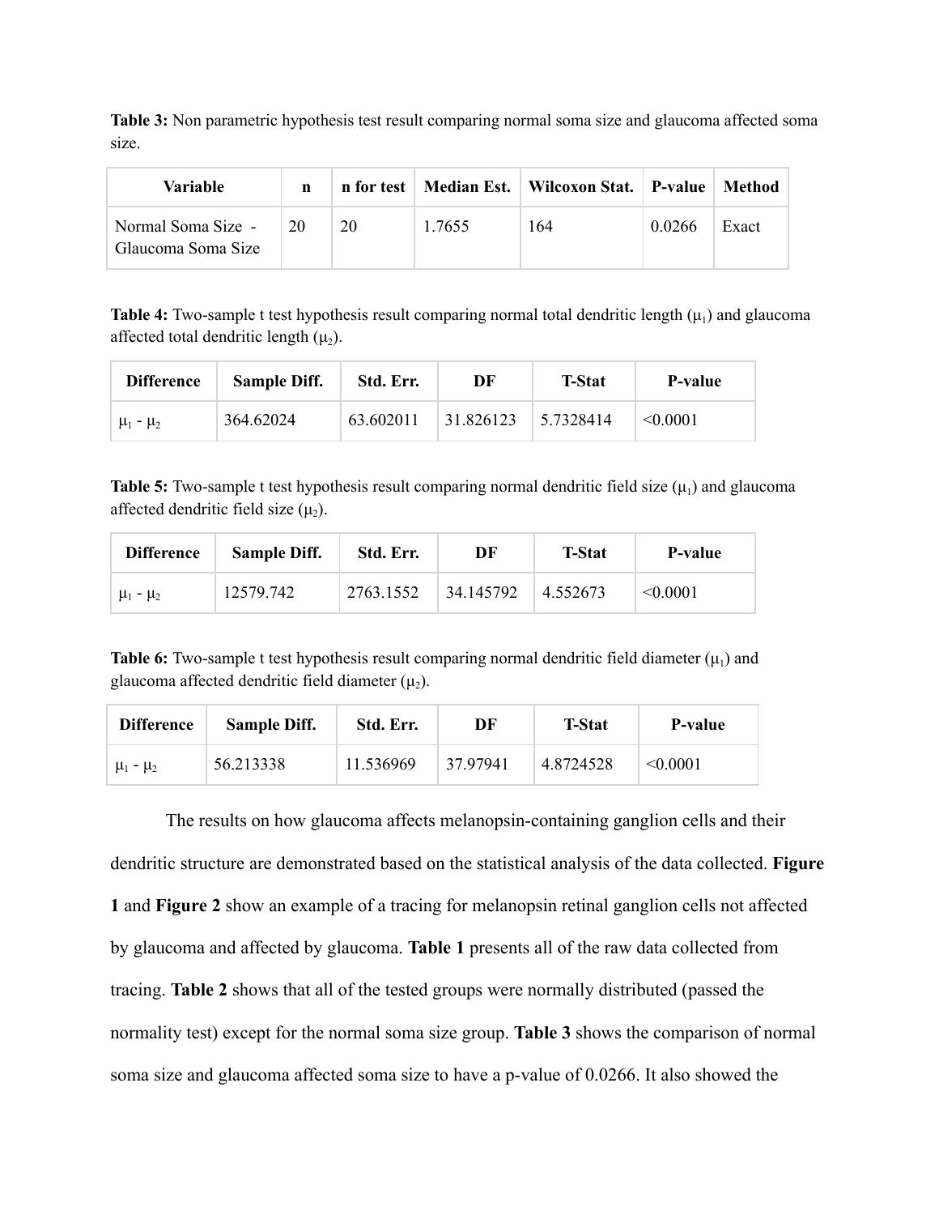**Table 3:** Non parametric hypothesis test result comparing normal soma size and glaucoma affected soma size.

| Variable | n | n for test | Median Est. | Wilcoxon Stat. | P-value | Method |
|---|---|---|---|---|---|---|
| Normal Soma Size - Glaucoma Soma Size | 20 | 20 | 1.7655 | 164 | 0.0266 | Exact |

**Table 4:** Two-sample t test hypothesis result comparing normal total dendritic length ($\mu_1$) and glaucoma affected total dendritic length ($\mu_2$).

| Difference | Sample Diff. | Std. Err. | DF | T-Stat | P-value |
|---|---|---|---|---|---|
| $\mu_1 - \mu_2$ | 364.62024 | 63.602011 | 31.826123 | 5.7328414 | <0.0001 |

**Table 5:** Two-sample t test hypothesis result comparing normal dendritic field size ($\mu_1$) and glaucoma affected dendritic field size ($\mu_2$).

| Difference | Sample Diff. | Std. Err. | DF | T-Stat | P-value |
|---|---|---|---|---|---|
| $\mu_1 - \mu_2$ | 12579.742 | 2763.1552 | 34.145792 | 4.552673 | <0.0001 |

**Table 6:** Two-sample t test hypothesis result comparing normal dendritic field diameter ($\mu_1$) and glaucoma affected dendritic field diameter ($\mu_2$).

| Difference | Sample Diff. | Std. Err. | DF | T-Stat | P-value |
|---|---|---|---|---|---|
| $\mu_1 - \mu_2$ | 56.213338 | 11.536969 | 37.97941 | 4.8724528 | <0.0001 |

The results on how glaucoma affects melanopsin-containing ganglion cells and their dendritic structure are demonstrated based on the statistical analysis of the data collected. **Figure 1** and **Figure 2** show an example of a tracing for melanopsin retinal ganglion cells not affected by glaucoma and affected by glaucoma. **Table 1** presents all of the raw data collected from tracing. **Table 2** shows that all of the tested groups were normally distributed (passed the normality test) except for the normal soma size group. **Table 3** shows the comparison of normal soma size and glaucoma affected soma size to have a p-value of 0.0266. It also showed the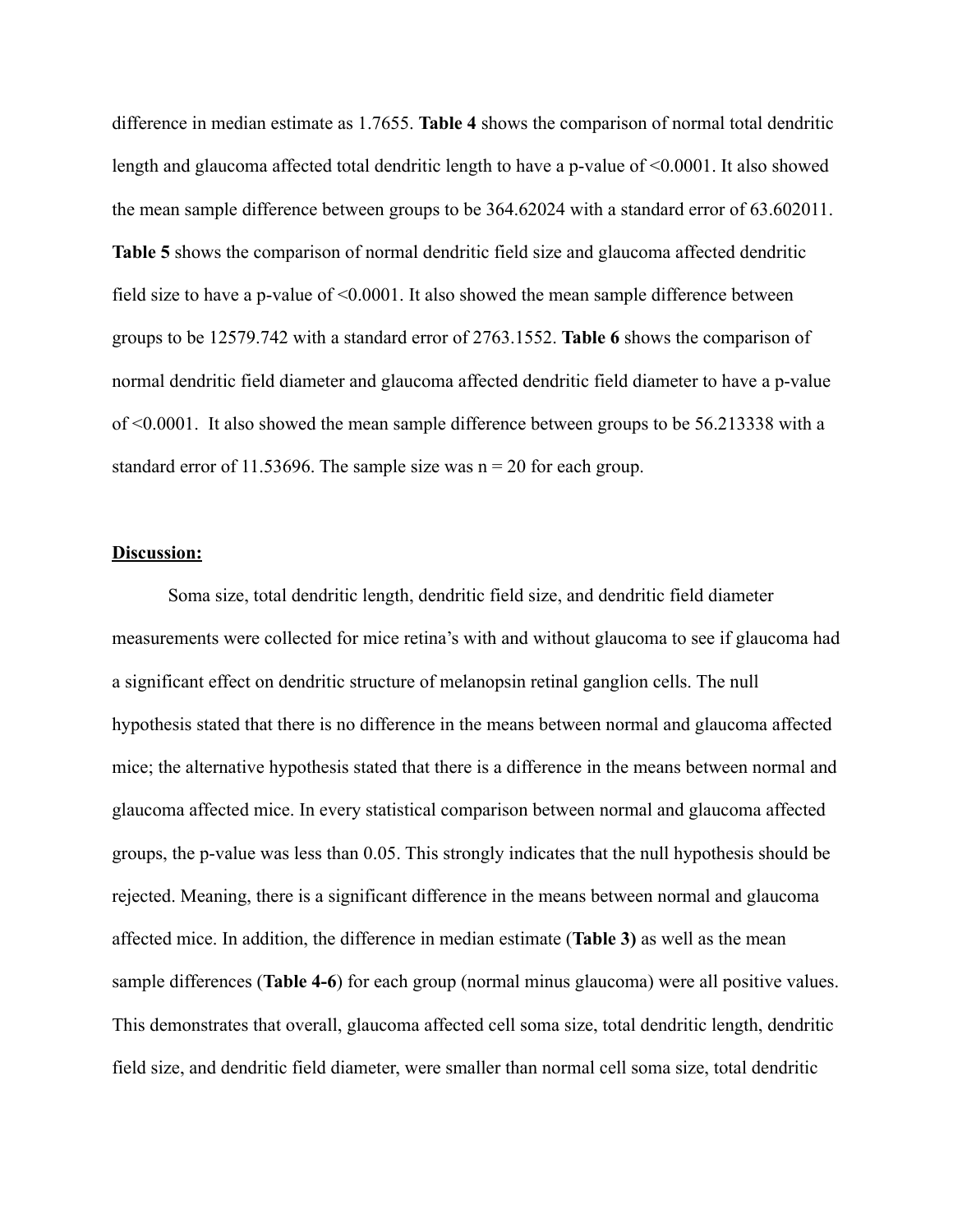difference in median estimate as 1.7655. **Table 4** shows the comparison of normal total dendritic length and glaucoma affected total dendritic length to have a p-value of <0.0001. It also showed the mean sample difference between groups to be 364.62024 with a standard error of 63.602011. **Table 5** shows the comparison of normal dendritic field size and glaucoma affected dendritic field size to have a p-value of <0.0001. It also showed the mean sample difference between groups to be 12579.742 with a standard error of 2763.1552. **Table 6** shows the comparison of normal dendritic field diameter and glaucoma affected dendritic field diameter to have a p-value of <0.0001. It also showed the mean sample difference between groups to be 56.213338 with a standard error of 11.53696. The sample size was $n = 20$ for each group.

## Discussion:

Soma size, total dendritic length, dendritic field size, and dendritic field diameter measurements were collected for mice retina's with and without glaucoma to see if glaucoma had a significant effect on dendritic structure of melanopsin retinal ganglion cells. The null hypothesis stated that there is no difference in the means between normal and glaucoma affected mice; the alternative hypothesis stated that there is a difference in the means between normal and glaucoma affected mice. In every statistical comparison between normal and glaucoma affected groups, the p-value was less than 0.05. This strongly indicates that the null hypothesis should be rejected. Meaning, there is a significant difference in the means between normal and glaucoma affected mice. In addition, the difference in median estimate (**Table 3)** as well as the mean sample differences (**Table 4-6**) for each group (normal minus glaucoma) were all positive values. This demonstrates that overall, glaucoma affected cell soma size, total dendritic length, dendritic field size, and dendritic field diameter, were smaller than normal cell soma size, total dendritic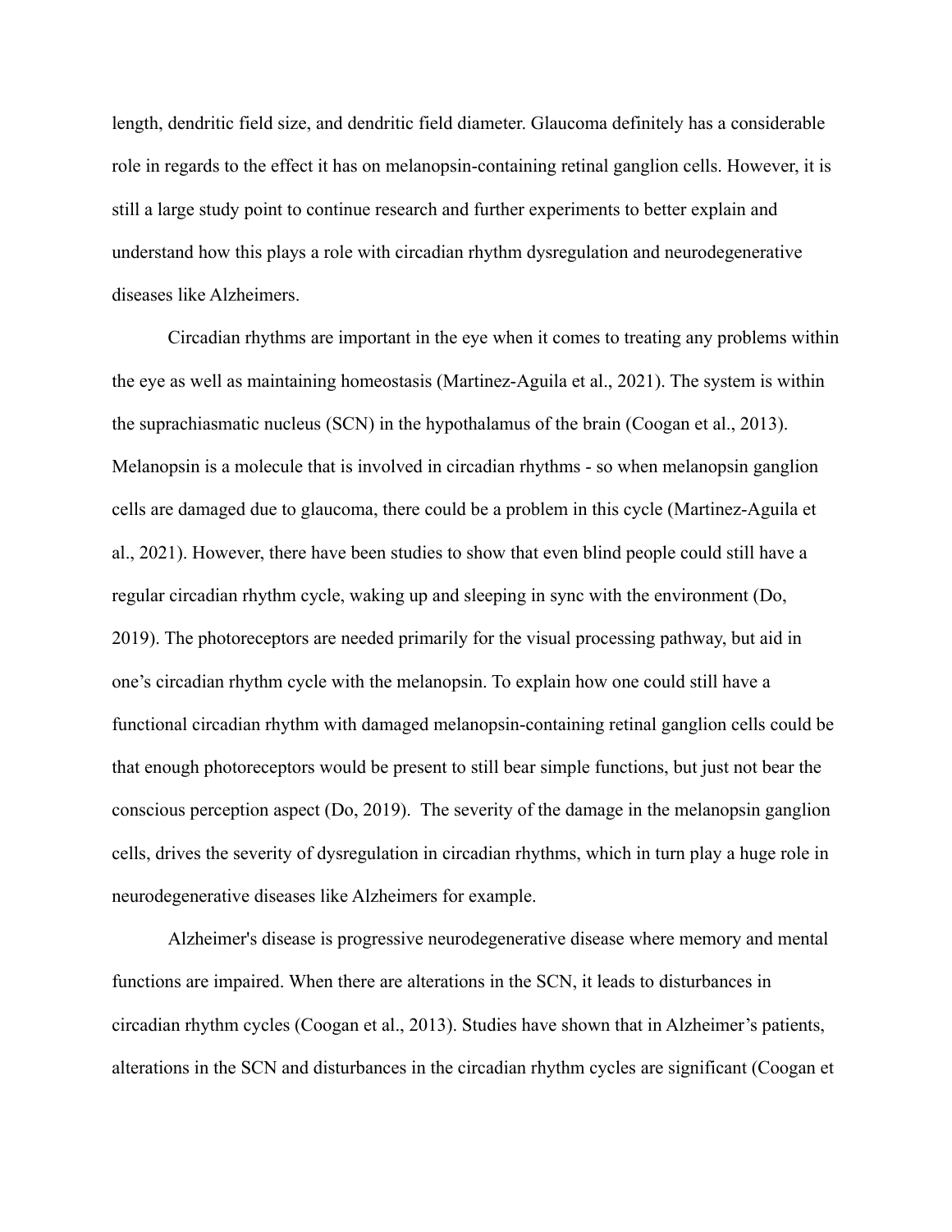length, dendritic field size, and dendritic field diameter. Glaucoma definitely has a considerable role in regards to the effect it has on melanopsin-containing retinal ganglion cells. However, it is still a large study point to continue research and further experiments to better explain and understand how this plays a role with circadian rhythm dysregulation and neurodegenerative diseases like Alzheimers.

Circadian rhythms are important in the eye when it comes to treating any problems within the eye as well as maintaining homeostasis (Martinez-Aguila et al., 2021). The system is within the suprachiasmatic nucleus (SCN) in the hypothalamus of the brain (Coogan et al., 2013). Melanopsin is a molecule that is involved in circadian rhythms - so when melanopsin ganglion cells are damaged due to glaucoma, there could be a problem in this cycle (Martinez-Aguila et al., 2021). However, there have been studies to show that even blind people could still have a regular circadian rhythm cycle, waking up and sleeping in sync with the environment (Do, 2019). The photoreceptors are needed primarily for the visual processing pathway, but aid in one's circadian rhythm cycle with the melanopsin. To explain how one could still have a functional circadian rhythm with damaged melanopsin-containing retinal ganglion cells could be that enough photoreceptors would be present to still bear simple functions, but just not bear the conscious perception aspect (Do, 2019). The severity of the damage in the melanopsin ganglion cells, drives the severity of dysregulation in circadian rhythms, which in turn play a huge role in neurodegenerative diseases like Alzheimers for example.

Alzheimer's disease is progressive neurodegenerative disease where memory and mental functions are impaired. When there are alterations in the SCN, it leads to disturbances in circadian rhythm cycles (Coogan et al., 2013). Studies have shown that in Alzheimer's patients, alterations in the SCN and disturbances in the circadian rhythm cycles are significant (Coogan et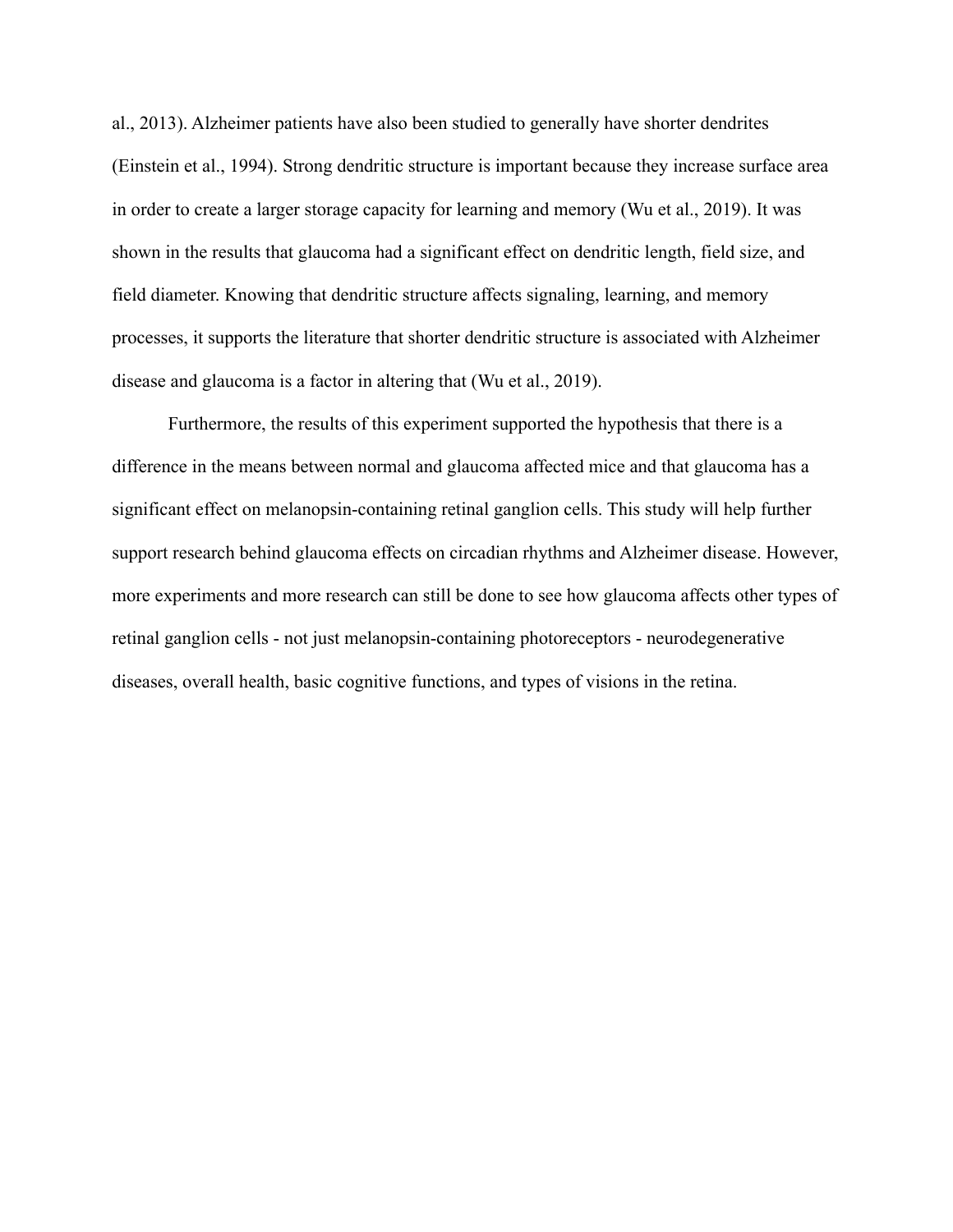al., 2013). Alzheimer patients have also been studied to generally have shorter dendrites (Einstein et al., 1994). Strong dendritic structure is important because they increase surface area in order to create a larger storage capacity for learning and memory (Wu et al., 2019). It was shown in the results that glaucoma had a significant effect on dendritic length, field size, and field diameter. Knowing that dendritic structure affects signaling, learning, and memory processes, it supports the literature that shorter dendritic structure is associated with Alzheimer disease and glaucoma is a factor in altering that (Wu et al., 2019).

Furthermore, the results of this experiment supported the hypothesis that there is a difference in the means between normal and glaucoma affected mice and that glaucoma has a significant effect on melanopsin-containing retinal ganglion cells. This study will help further support research behind glaucoma effects on circadian rhythms and Alzheimer disease. However, more experiments and more research can still be done to see how glaucoma affects other types of retinal ganglion cells - not just melanopsin-containing photoreceptors - neurodegenerative diseases, overall health, basic cognitive functions, and types of visions in the retina.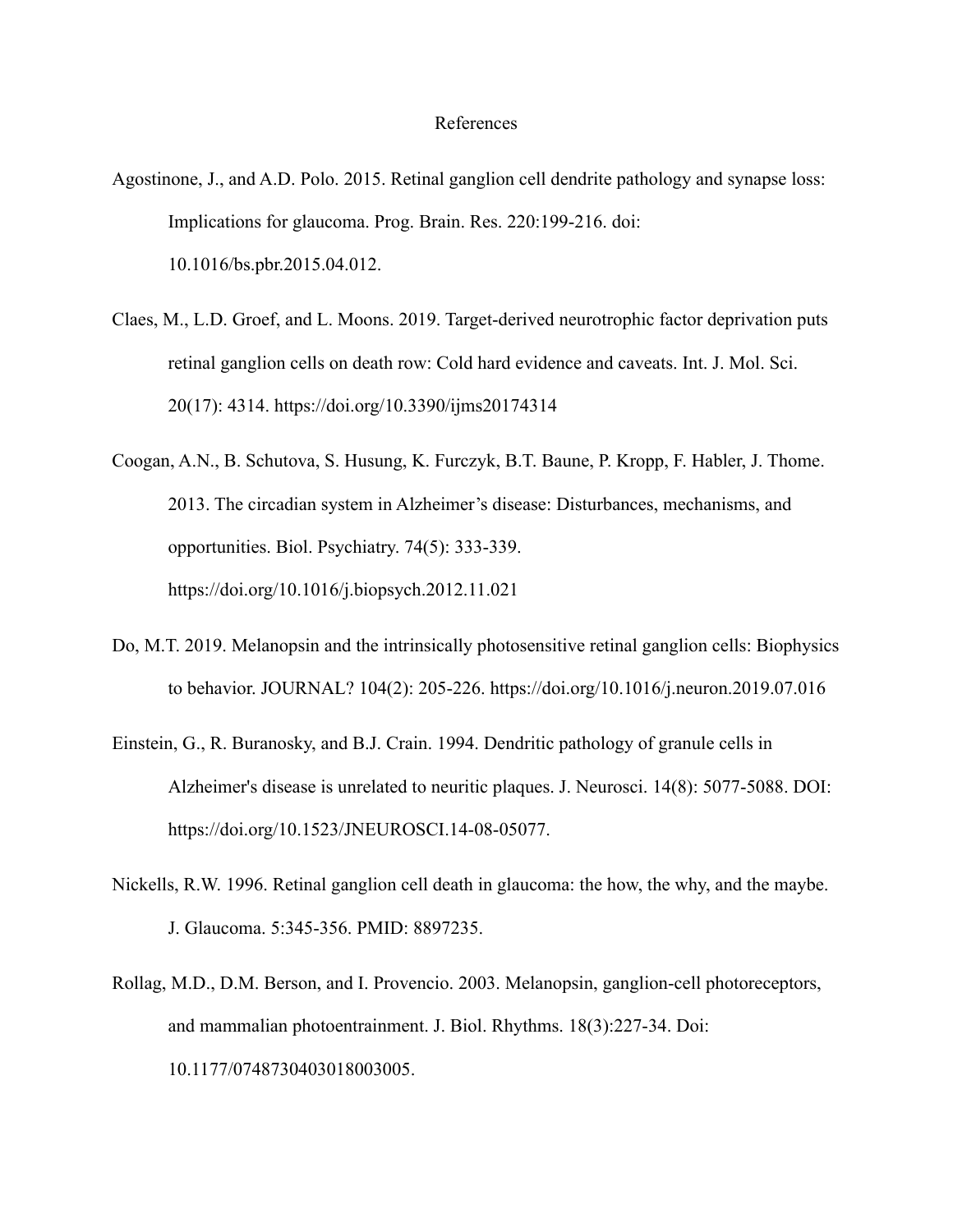# References

Agostinone, J., and A.D. Polo. 2015. Retinal ganglion cell dendrite pathology and synapse loss: Implications for glaucoma. Prog. Brain. Res. 220:199-216. doi: 10.1016/bs.pbr.2015.04.012.

Claes, M., L.D. Groef, and L. Moons. 2019. Target-derived neurotrophic factor deprivation puts retinal ganglion cells on death row: Cold hard evidence and caveats. Int. J. Mol. Sci. 20(17): 4314. https://doi.org/10.3390/ijms20174314

Coogan, A.N., B. Schutova, S. Husung, K. Furczyk, B.T. Baune, P. Kropp, F. Habler, J. Thome. 2013. The circadian system in Alzheimer's disease: Disturbances, mechanisms, and opportunities. Biol. Psychiatry. 74(5): 333-339. https://doi.org/10.1016/j.biopsych.2012.11.021

Do, M.T. 2019. Melanopsin and the intrinsically photosensitive retinal ganglion cells: Biophysics to behavior. JOURNAL? 104(2): 205-226. https://doi.org/10.1016/j.neuron.2019.07.016

Einstein, G., R. Buranosky, and B.J. Crain. 1994. Dendritic pathology of granule cells in Alzheimer's disease is unrelated to neuritic plaques. J. Neurosci. 14(8): 5077-5088. DOI: https://doi.org/10.1523/JNEUROSCI.14-08-05077.

Nickells, R.W. 1996. Retinal ganglion cell death in glaucoma: the how, the why, and the maybe. J. Glaucoma. 5:345-356. PMID: 8897235.

Rollag, M.D., D.M. Berson, and I. Provencio. 2003. Melanopsin, ganglion-cell photoreceptors, and mammalian photoentrainment. J. Biol. Rhythms. 18(3):227-34. Doi: 10.1177/0748730403018003005.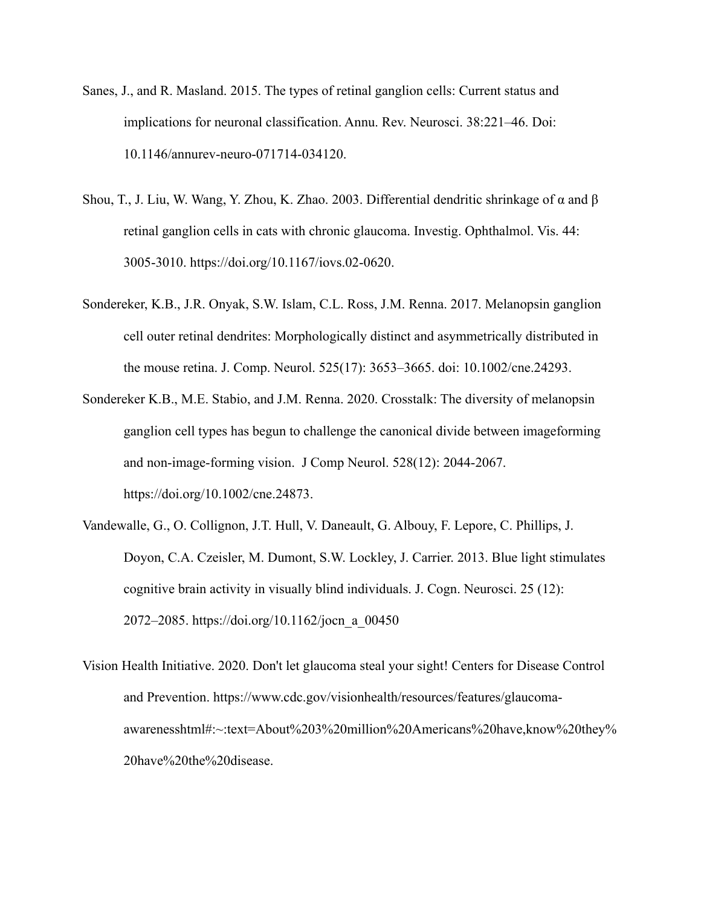Sanes, J., and R. Masland. 2015. The types of retinal ganglion cells: Current status and implications for neuronal classification. Annu. Rev. Neurosci. 38:221–46. Doi: 10.1146/annurev-neuro-071714-034120.

Shou, T., J. Liu, W. Wang, Y. Zhou, K. Zhao. 2003. Differential dendritic shrinkage of α and β retinal ganglion cells in cats with chronic glaucoma. Investig. Ophthalmol. Vis. 44: 3005-3010. https://doi.org/10.1167/iovs.02-0620.

Sondereker, K.B., J.R. Onyak, S.W. Islam, C.L. Ross, J.M. Renna. 2017. Melanopsin ganglion cell outer retinal dendrites: Morphologically distinct and asymmetrically distributed in the mouse retina. J. Comp. Neurol. 525(17): 3653–3665. doi: 10.1002/cne.24293.

Sondereker K.B., M.E. Stabio, and J.M. Renna. 2020. Crosstalk: The diversity of melanopsin ganglion cell types has begun to challenge the canonical divide between imageforming and non-image-forming vision. J Comp Neurol. 528(12): 2044-2067. https://doi.org/10.1002/cne.24873.

Vandewalle, G., O. Collignon, J.T. Hull, V. Daneault, G. Albouy, F. Lepore, C. Phillips, J. Doyon, C.A. Czeisler, M. Dumont, S.W. Lockley, J. Carrier. 2013. Blue light stimulates cognitive brain activity in visually blind individuals. J. Cogn. Neurosci. 25 (12): 2072–2085. https://doi.org/10.1162/jocn_a_00450

Vision Health Initiative. 2020. Don't let glaucoma steal your sight! Centers for Disease Control and Prevention. https://www.cdc.gov/visionhealth/resources/features/glaucoma-awarenesshtml#:~:text=About%203%20million%20Americans%20have,know%20they%20have%20the%20disease.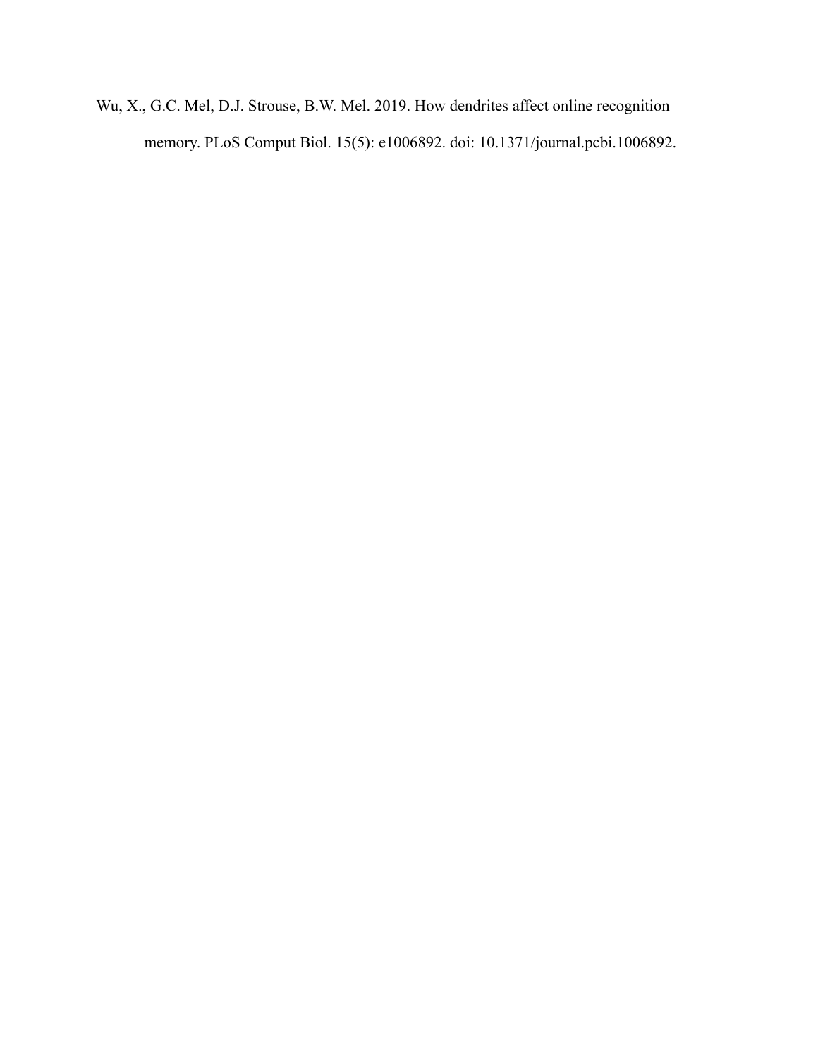Wu, X., G.C. Mel, D.J. Strouse, B.W. Mel. 2019. How dendrites affect online recognition memory. PLoS Comput Biol. 15(5): e1006892. doi: 10.1371/journal.pcbi.1006892.